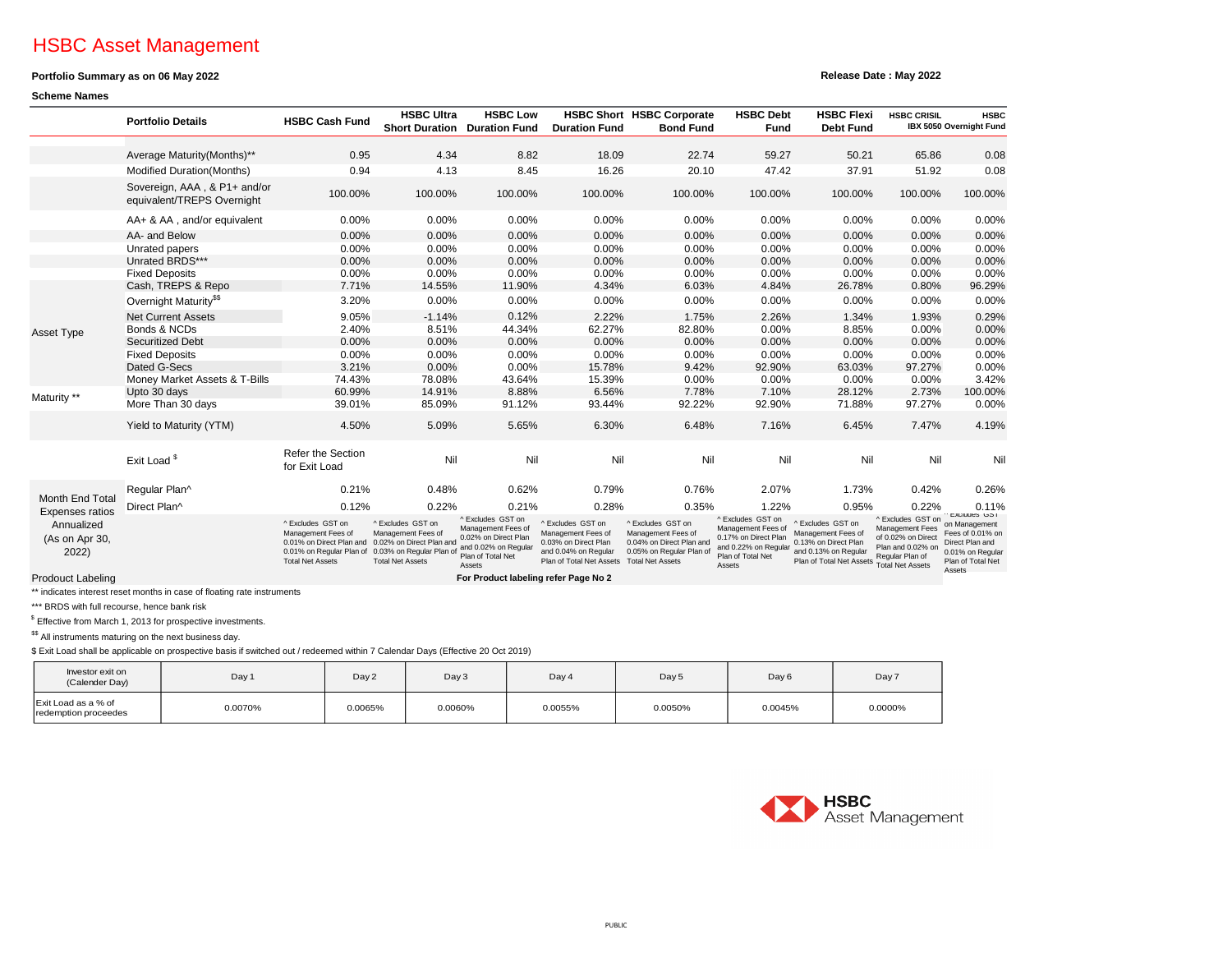# HSBC Asset Management

**Portfolio Summary as on 06 May 2022**

**Release Date : May 2022**

**Scheme Names**

| | Portfolio Details | HSBC Cash Fund | HSBC Ultra Short Duration | HSBC Low Duration Fund | HSBC Short Duration Fund | HSBC Corporate Bond Fund | HSBC Debt Fund | HSBC Flexi Debt Fund | HSBC CRISIL IBX 50 50 Gilt Plus SDL Apr 2028 Index Fund | HSBC Overnight Fund |
|---|---|---|---|---|---|---|---|---|---|---|
| | Average Maturity(Months)** | 0.95 | 4.34 | 8.82 | 18.09 | 22.74 | 59.27 | 50.21 | 65.86 | 0.08 |
| | Modified Duration(Months) | 0.94 | 4.13 | 8.45 | 16.26 | 20.10 | 47.42 | 37.91 | 51.92 | 0.08 |
| | Sovereign, AAA , & P1+ and/or equivalent/TREPS Overnight | 100.00% | 100.00% | 100.00% | 100.00% | 100.00% | 100.00% | 100.00% | 100.00% | 100.00% |
| | AA+ & AA , and/or equivalent | 0.00% | 0.00% | 0.00% | 0.00% | 0.00% | 0.00% | 0.00% | 0.00% | 0.00% |
| | AA- and Below | 0.00% | 0.00% | 0.00% | 0.00% | 0.00% | 0.00% | 0.00% | 0.00% | 0.00% |
| | Unrated papers | 0.00% | 0.00% | 0.00% | 0.00% | 0.00% | 0.00% | 0.00% | 0.00% | 0.00% |
| | Unrated BRDS*** | 0.00% | 0.00% | 0.00% | 0.00% | 0.00% | 0.00% | 0.00% | 0.00% | 0.00% |
| | Fixed Deposits | 0.00% | 0.00% | 0.00% | 0.00% | 0.00% | 0.00% | 0.00% | 0.00% | 0.00% |
| Asset Type | Cash, TREPS & Repo | 7.71% | 14.55% | 11.90% | 4.34% | 6.03% | 4.84% | 26.78% | 0.80% | 96.29% |
| | Overnight Maturity[$$] | 3.20% | 0.00% | 0.00% | 0.00% | 0.00% | 0.00% | 0.00% | 0.00% | 0.00% |
| | Net Current Assets | 9.05% | -1.14% | 0.12% | 2.22% | 1.75% | 2.26% | 1.34% | 1.93% | 0.29% |
| | Bonds & NCDs | 2.40% | 8.51% | 44.34% | 62.27% | 82.80% | 0.00% | 8.85% | 0.00% | 0.00% |
| | Securitized Debt | 0.00% | 0.00% | 0.00% | 0.00% | 0.00% | 0.00% | 0.00% | 0.00% | 0.00% |
| | Fixed Deposits | 0.00% | 0.00% | 0.00% | 0.00% | 0.00% | 0.00% | 0.00% | 0.00% | 0.00% |
| | Dated G-Secs | 3.21% | 0.00% | 0.00% | 15.78% | 9.42% | 92.90% | 63.03% | 97.27% | 0.00% |
| | Money Market Assets & T-Bills | 74.43% | 78.08% | 43.64% | 15.39% | 0.00% | 0.00% | 0.00% | 0.00% | 3.42% |
| Maturity ** | Upto 30 days | 60.99% | 14.91% | 8.88% | 6.56% | 7.78% | 7.10% | 28.12% | 2.73% | 100.00% |
| | More Than 30 days | 39.01% | 85.09% | 91.12% | 93.44% | 92.22% | 92.90% | 71.88% | 97.27% | 0.00% |
| | Yield to Maturity (YTM) | 4.50% | 5.09% | 5.65% | 6.30% | 6.48% | 7.16% | 6.45% | 7.47% | 4.19% |
| | Exit Load [$] | Refer the Section for Exit Load | Nil | Nil | Nil | Nil | Nil | Nil | Nil | Nil |
| Month End Total Expenses ratios Annualized (As on Apr 30, 2022) | Regular Plan^ | 0.21% | 0.48% | 0.62% | 0.79% | 0.76% | 2.07% | 1.73% | 0.42% | 0.26% |
| | Direct Plan^ | 0.12% | 0.22% | 0.21% | 0.28% | 0.35% | 1.22% | 0.95% | 0.22% | 0.11% |
| | | ^ Excludes GST on Management Fees of 0.01% on Direct Plan and 0.01% on Regular Plan of Total Net Assets | ^ Excludes GST on Management Fees of 0.02% on Direct Plan and 0.03% on Regular Plan of Total Net Assets | ^ Excludes GST on Management Fees of 0.02% on Direct Plan and 0.02% on Regular Plan of Total Net Assets | ^ Excludes GST on Management Fees of 0.03% on Direct Plan and 0.04% on Regular Plan of Total Net Assets | ^ Excludes GST on Management Fees of 0.04% on Direct Plan and 0.05% on Regular Plan of Total Net Assets | ^ Excludes GST on Management Fees of 0.17% on Direct Plan and 0.22% on Regular Plan of Total Net Assets | ^ Excludes GST on Management Fees of 0.13% on Direct Plan and 0.13% on Regular Plan of Total Net Assets | ^ Excludes GST on Management Fees of 0.02% on Direct Plan and 0.02% on Regular Plan of Total Net Assets | ^ Excludes GST on Management Fees of 0.01% on Direct Plan and 0.01% on Regular Plan of Total Net Assets |
| Prodouct Labeling | | For Product labeling refer Page No 2 | | | | | | | | |

** indicates interest reset months in case of floating rate instruments

*** BRDS with full recourse, hence bank risk

[$] Effective from March 1, 2013 for prospective investments.

[$$] All instruments maturing on the next business day.

$ Exit Load shall be applicable on prospective basis if switched out / redeemed within 7 Calendar Days (Effective 20 Oct 2019)

| Investor exit on (Calender Day) | Day 1 | Day 2 | Day 3 | Day 4 | Day 5 | Day 6 | Day 7 |
|---|---|---|---|---|---|---|---|
| Exit Load as a % of redemption proceedes | 0.0070% | 0.0065% | 0.0060% | 0.0055% | 0.0050% | 0.0045% | 0.0000% |

HSBC Asset Management

PUBLIC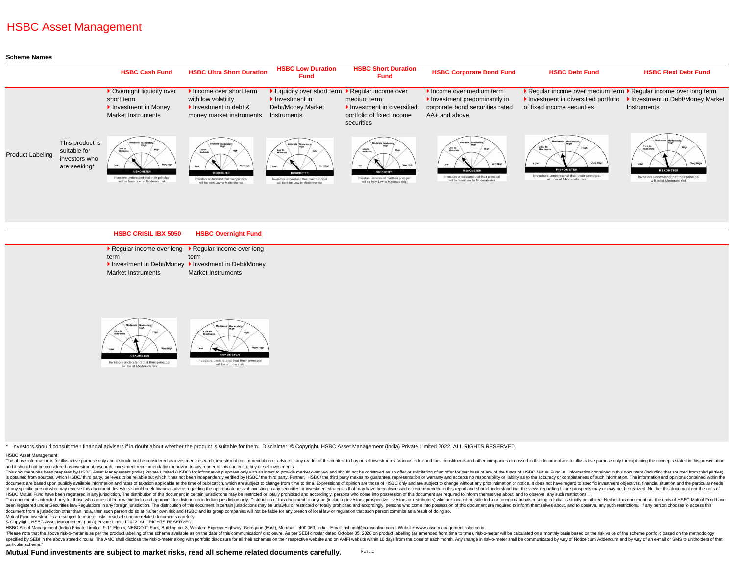# HSBC Asset Management

**Scheme Names**

| | | HSBC Cash Fund | HSBC Ultra Short Duration | HSBC Low Duration Fund | HSBC Short Duration Fund | HSBC Corporate Bond Fund | HSBC Debt Fund | HSBC Flexi Debt Fund |
|---|---|---|---|---|---|---|---|---|
| Product Labeling | This product is suitable for investors who are seeking* | ▸ Overnight liquidity over short term ▸ Investment in Money Market Instruments | ▸ Income over short term with low volatility ▸ Investment in debt & money market instruments | ▸ Liquidity over short term ▸ Investment in Debt/Money Market Instruments | ▸ Regular income over medium term ▸ Investment in diversified portfolio of fixed income securities | ▸ Income over medium term ▸ Investment predominantly in corporate bond securities rated AA+ and above | ▸ Regular income over medium term ▸ Investment in diversified portfolio of fixed income securities | ▸ Regular income over long term ▸ Investment in Debt/Money Market Instruments |
| | | Investors understand that their principal will be from Low to Moderate risk | Investors understand that their principal will be from Low to Moderate risk | Investors understand that their principal will be from Low to Moderate risk | Investors understand that their principal will be from Low to Moderate risk | Investors understand that their principal will be from Low to Moderate risk | Investors understand that their principal will be at Moderate risk | Investors understand that their principal will be at Moderate risk |

| | | HSBC CRISIL IBX 5050 | HSBC Overnight Fund |
|---|---|---|---|
| | | ▸ Regular income over long term ▸ Investment in Debt/Money Market Instruments | ▸ Regular income over long term ▸ Investment in Debt/Money Market Instruments |
| | | Investors understand that their principal will be at Moderate risk | Investors understand that their principal will be at Low risk |

\* Investors should consult their financial advisers if in doubt about whether the product is suitable for them. Disclaimer: © Copyright. HSBC Asset Management (India) Private Limited 2022, ALL RIGHTS RESERVED.

HSBC Asset Management

The above information is for illustrative purpose only and it should not be considered as investment research, investment recommendation or advice to any reader of this content to buy or sell investments. Various index and their constituents and other companies discussed in this document are for illustrative purpose only for explaining the concepts stated in this presentation and it should not be considered as investment research, investment recommendation or advice to any reader of this content to buy or sell investments.

This document has been prepared by HSBC Asset Management (India) Private Limited (HSBC) for information purposes only with an intent to provide market overview and should not be construed as an offer or solicitation of an offer for purchase of any of the funds of HSBC Mutual Fund. All information contained in this document (including that sourced from third parties), is obtained from sources, which HSBC/ third party, believes to be reliable but which it has not been independently verified by HSBC/ the third party. Further, HSBC/ the third party makes no guarantee, representation or warranty and accepts no responsibility or liability as to the accuracy or completeness of such information. The information and opinions contained within the document are based upon publicly available information and rates of taxation applicable at the time of publication, which are subject to change from time to time. Expressions of opinion are those of HSBC only and are subject to change without any prior intimation or notice. It does not have regard to specific investment objectives, financial situation and the particular needs of any specific person who may receive this document. Investors should seek financial advice regarding the appropriateness of investing in any securities or investment strategies that may have been discussed or recommended in this report and should understand that the views regarding future prospects may or may not be realized. Neither this document nor the units of HSBC Mutual Fund have been registered in any jurisdiction. The distribution of this document in certain jurisdictions may be restricted or totally prohibited and accordingly, persons who come into possession of this document are required to inform themselves about, and to observe, any such restrictions. .

This document is intended only for those who access it from within India and approved for distribution in Indian jurisdiction only. Distribution of this document to anyone (including investors, prospective investors or distributors) who are located outside India or foreign nationals residing in India, is strictly prohibited. Neither this document nor the units of HSBC Mutual Fund have been registered under Securities law/Regulations in any foreign jurisdiction. The distribution of this document in certain jurisdictions may be unlawful or restricted or totally prohibited and accordingly, persons who come into possession of this document are required to inform themselves about, and to observe, any such restrictions. If any person chooses to access this document from a jurisdiction other than India, then such person do so at his/her own risk and HSBC and its group companies will not be liable for any breach of local law or regulation that such person commits as a result of doing so.

Mutual Fund investments are subject to market risks, read all scheme related documents carefully.

© Copyright. HSBC Asset Management (India) Private Limited 2022, ALL RIGHTS RESERVED.

HSBC Asset Management (India) Private Limited, 9-11 Floors, NESCO IT Park, Building no. 3, Western Express Highway, Goregaon (East), Mumbai – 400 063, India. Email: hsbcmf@camsonline.com | Website: www.assetmanagement.hsbc.co.in

"Please note that the above risk-o-meter is as per the product labelling of the scheme available as on the date of this communication/ disclosure. As per SEBI circular dated October 05, 2020 on product labelling (as amended from time to time), risk-o-meter will be calculated on a monthly basis based on the risk value of the scheme portfolio based on the methodology specified by SEBI in the above stated circular. The AMC shall disclose the risk-o-meter along with portfolio disclosure for all their schemes on their respective website and on AMFI website within 10 days from the close of each month. Any change in risk-o-meter shall be communicated by way of Notice cum Addendum and by way of an e-mail or SMS to unitholders of that particular scheme."

**Mutual Fund investments are subject to market risks, read all scheme related documents carefully.**

PUBLIC